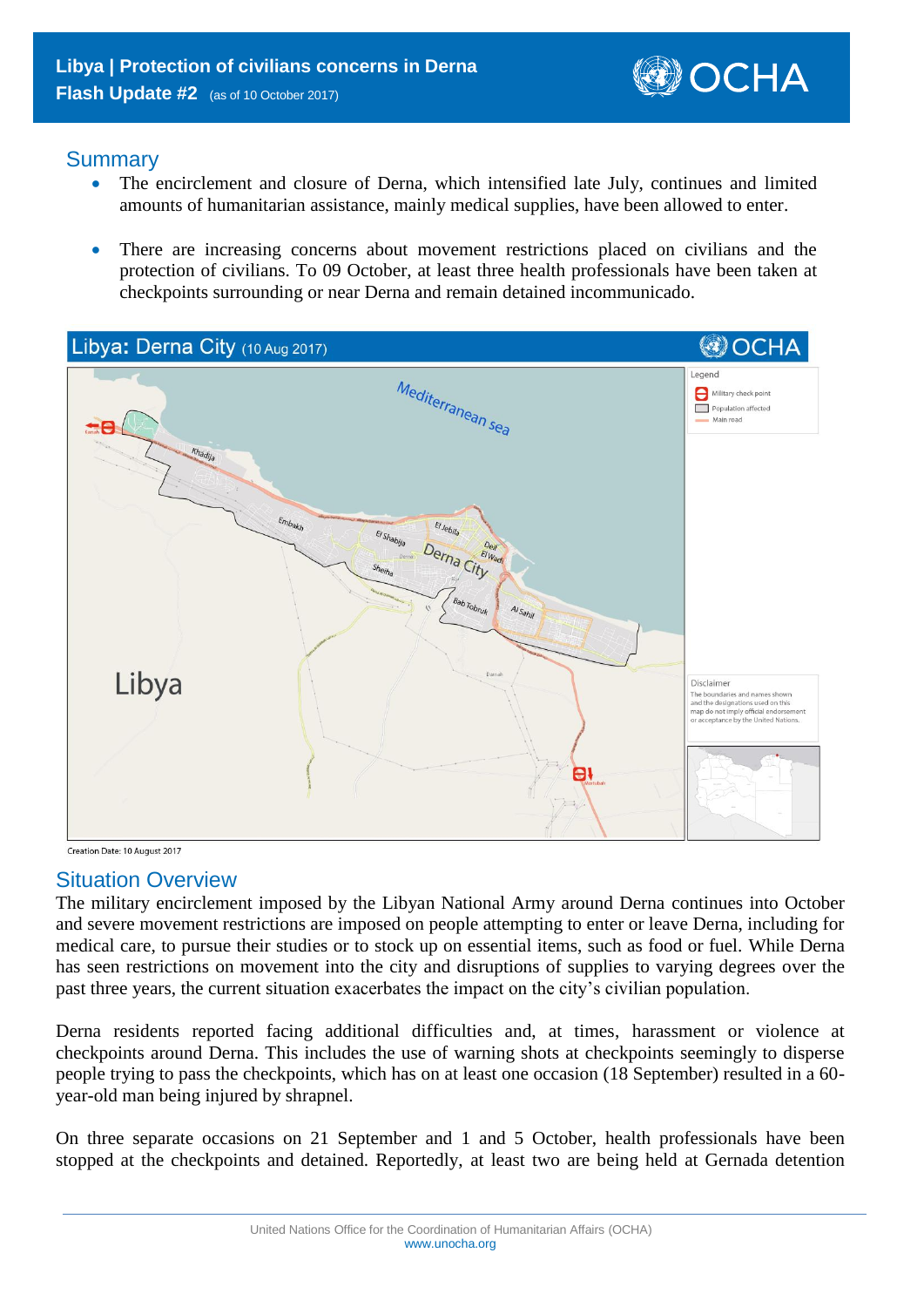# Libya | Protection of civilians concerns in Derna

**Flash Update #2** (as of 10 October 2017)

## Summary

- The encirclement and closure of Derna, which intensified late July, continues and limited amounts of humanitarian assistance, mainly medical supplies, have been allowed to enter.
- There are increasing concerns about movement restrictions placed on civilians and the protection of civilians. To 09 October, at least three health professionals have been taken at checkpoints surrounding or near Derna and remain detained incommunicado.

Libya: Derna City (10 Aug 2017)

OCHA

Mediterranean sea

Legend

Military check point

Population affected

Main road

Khadija

Embakh

El Shabija

El Jebila

Deil

El Wadi

Derna City

Sheiha

Bab Tobruk

Al Sahil

Libya

Disclaimer

The boundaries and names shown and the designations used on this map do not imply official endorsement or acceptance by the United Nations.

Creation Date: 10 August 2017

## Situation Overview

The military encirclement imposed by the Libyan National Army around Derna continues into October and severe movement restrictions are imposed on people attempting to enter or leave Derna, including for medical care, to pursue their studies or to stock up on essential items, such as food or fuel. While Derna has seen restrictions on movement into the city and disruptions of supplies to varying degrees over the past three years, the current situation exacerbates the impact on the city's civilian population.

Derna residents reported facing additional difficulties and, at times, harassment or violence at checkpoints around Derna. This includes the use of warning shots at checkpoints seemingly to disperse people trying to pass the checkpoints, which has on at least one occasion (18 September) resulted in a 60-year-old man being injured by shrapnel.

On three separate occasions on 21 September and 1 and 5 October, health professionals have been stopped at the checkpoints and detained. Reportedly, at least two are being held at Gernada detention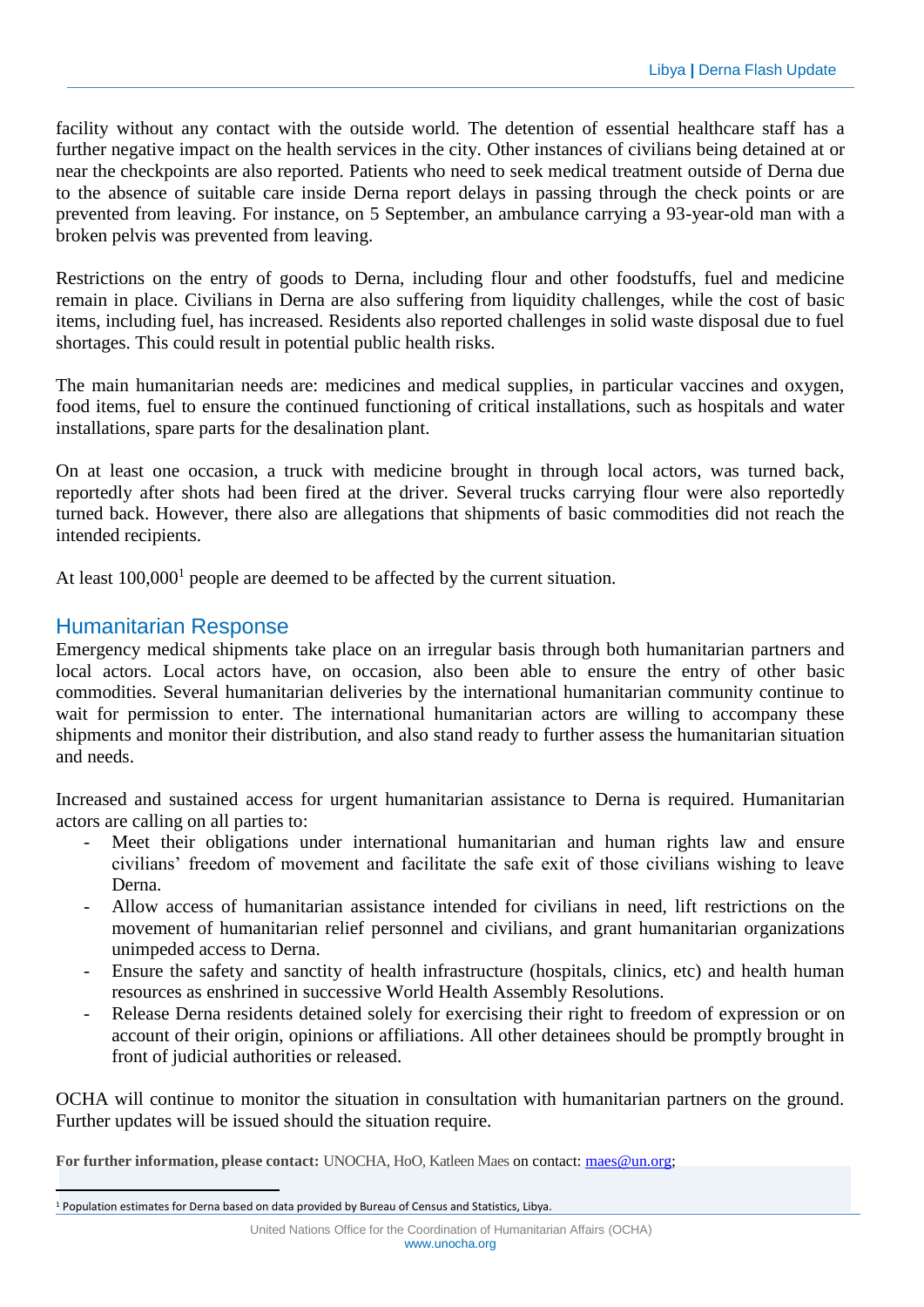facility without any contact with the outside world. The detention of essential healthcare staff has a further negative impact on the health services in the city. Other instances of civilians being detained at or near the checkpoints are also reported. Patients who need to seek medical treatment outside of Derna due to the absence of suitable care inside Derna report delays in passing through the check points or are prevented from leaving. For instance, on 5 September, an ambulance carrying a 93-year-old man with a broken pelvis was prevented from leaving.

Restrictions on the entry of goods to Derna, including flour and other foodstuffs, fuel and medicine remain in place. Civilians in Derna are also suffering from liquidity challenges, while the cost of basic items, including fuel, has increased. Residents also reported challenges in solid waste disposal due to fuel shortages. This could result in potential public health risks.

The main humanitarian needs are: medicines and medical supplies, in particular vaccines and oxygen, food items, fuel to ensure the continued functioning of critical installations, such as hospitals and water installations, spare parts for the desalination plant.

On at least one occasion, a truck with medicine brought in through local actors, was turned back, reportedly after shots had been fired at the driver. Several trucks carrying flour were also reportedly turned back. However, there also are allegations that shipments of basic commodities did not reach the intended recipients.

At least 100,000[1] people are deemed to be affected by the current situation.

## Humanitarian Response

Emergency medical shipments take place on an irregular basis through both humanitarian partners and local actors. Local actors have, on occasion, also been able to ensure the entry of other basic commodities. Several humanitarian deliveries by the international humanitarian community continue to wait for permission to enter. The international humanitarian actors are willing to accompany these shipments and monitor their distribution, and also stand ready to further assess the humanitarian situation and needs.

Increased and sustained access for urgent humanitarian assistance to Derna is required. Humanitarian actors are calling on all parties to:

- Meet their obligations under international humanitarian and human rights law and ensure civilians' freedom of movement and facilitate the safe exit of those civilians wishing to leave Derna.
- Allow access of humanitarian assistance intended for civilians in need, lift restrictions on the movement of humanitarian relief personnel and civilians, and grant humanitarian organizations unimpeded access to Derna.
- Ensure the safety and sanctity of health infrastructure (hospitals, clinics, etc) and health human resources as enshrined in successive World Health Assembly Resolutions.
- Release Derna residents detained solely for exercising their right to freedom of expression or on account of their origin, opinions or affiliations. All other detainees should be promptly brought in front of judicial authorities or released.

OCHA will continue to monitor the situation in consultation with humanitarian partners on the ground. Further updates will be issued should the situation require.

**For further information, please contact:** UNOCHA, HoO, Katleen Maes on contact: maes@un.org;

[1] Population estimates for Derna based on data provided by Bureau of Census and Statistics, Libya.